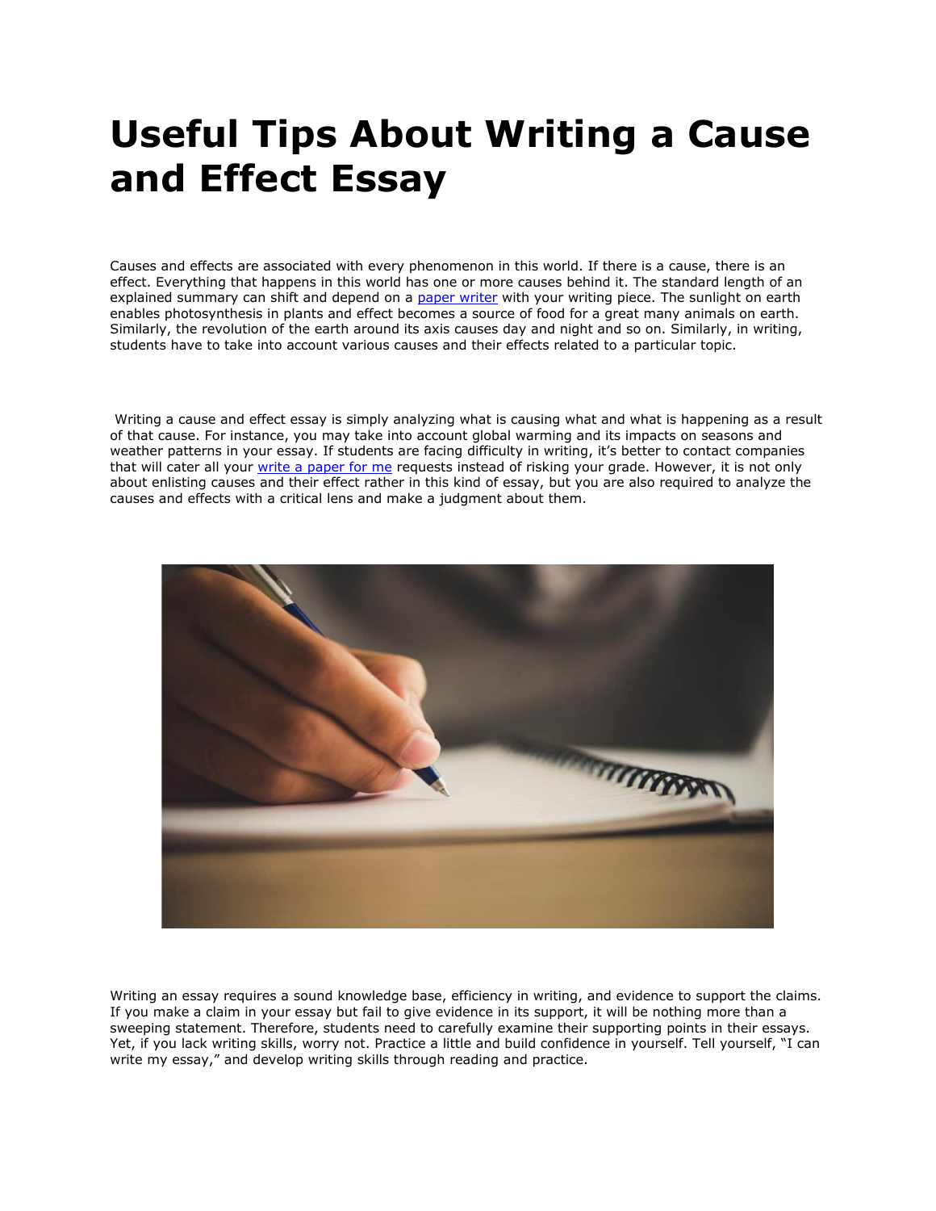# Useful Tips About Writing a Cause and Effect Essay

Causes and effects are associated with every phenomenon in this world. If there is a cause, there is an effect. Everything that happens in this world has one or more causes behind it. The standard length of an explained summary can shift and depend on a [paper writer]() with your writing piece. The sunlight on earth enables photosynthesis in plants and effect becomes a source of food for a great many animals on earth. Similarly, the revolution of the earth around its axis causes day and night and so on. Similarly, in writing, students have to take into account various causes and their effects related to a particular topic.

Writing a cause and effect essay is simply analyzing what is causing what and what is happening as a result of that cause. For instance, you may take into account global warming and its impacts on seasons and weather patterns in your essay. If students are facing difficulty in writing, it's better to contact companies that will cater all your [write a paper for me]() requests instead of risking your grade. However, it is not only about enlisting causes and their effect rather in this kind of essay, but you are also required to analyze the causes and effects with a critical lens and make a judgment about them.

Writing an essay requires a sound knowledge base, efficiency in writing, and evidence to support the claims. If you make a claim in your essay but fail to give evidence in its support, it will be nothing more than a sweeping statement. Therefore, students need to carefully examine their supporting points in their essays. Yet, if you lack writing skills, worry not. Practice a little and build confidence in yourself. Tell yourself, "I can write my essay," and develop writing skills through reading and practice.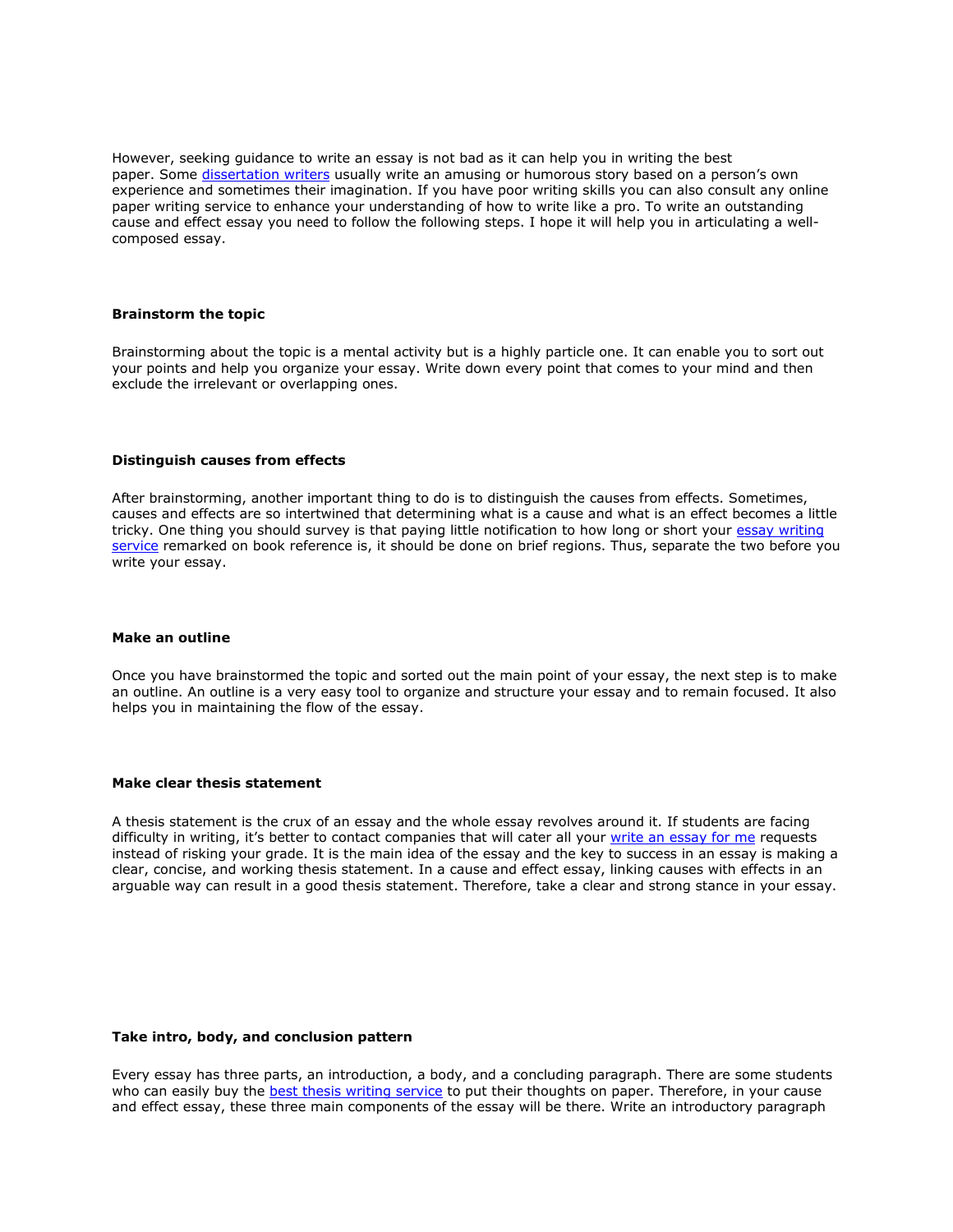However, seeking guidance to write an essay is not bad as it can help you in writing the best paper. Some [dissertation writers] usually write an amusing or humorous story based on a person's own experience and sometimes their imagination. If you have poor writing skills you can also consult any online paper writing service to enhance your understanding of how to write like a pro. To write an outstanding cause and effect essay you need to follow the following steps. I hope it will help you in articulating a well-composed essay.

**Brainstorm the topic**

Brainstorming about the topic is a mental activity but is a highly particle one. It can enable you to sort out your points and help you organize your essay. Write down every point that comes to your mind and then exclude the irrelevant or overlapping ones.

**Distinguish causes from effects**

After brainstorming, another important thing to do is to distinguish the causes from effects. Sometimes, causes and effects are so intertwined that determining what is a cause and what is an effect becomes a little tricky. One thing you should survey is that paying little notification to how long or short your [essay writing service] remarked on book reference is, it should be done on brief regions. Thus, separate the two before you write your essay.

**Make an outline**

Once you have brainstormed the topic and sorted out the main point of your essay, the next step is to make an outline. An outline is a very easy tool to organize and structure your essay and to remain focused. It also helps you in maintaining the flow of the essay.

**Make clear thesis statement**

A thesis statement is the crux of an essay and the whole essay revolves around it. If students are facing difficulty in writing, it's better to contact companies that will cater all your [write an essay for me] requests instead of risking your grade. It is the main idea of the essay and the key to success in an essay is making a clear, concise, and working thesis statement. In a cause and effect essay, linking causes with effects in an arguable way can result in a good thesis statement. Therefore, take a clear and strong stance in your essay.

**Take intro, body, and conclusion pattern**

Every essay has three parts, an introduction, a body, and a concluding paragraph. There are some students who can easily buy the [best thesis writing service] to put their thoughts on paper. Therefore, in your cause and effect essay, these three main components of the essay will be there. Write an introductory paragraph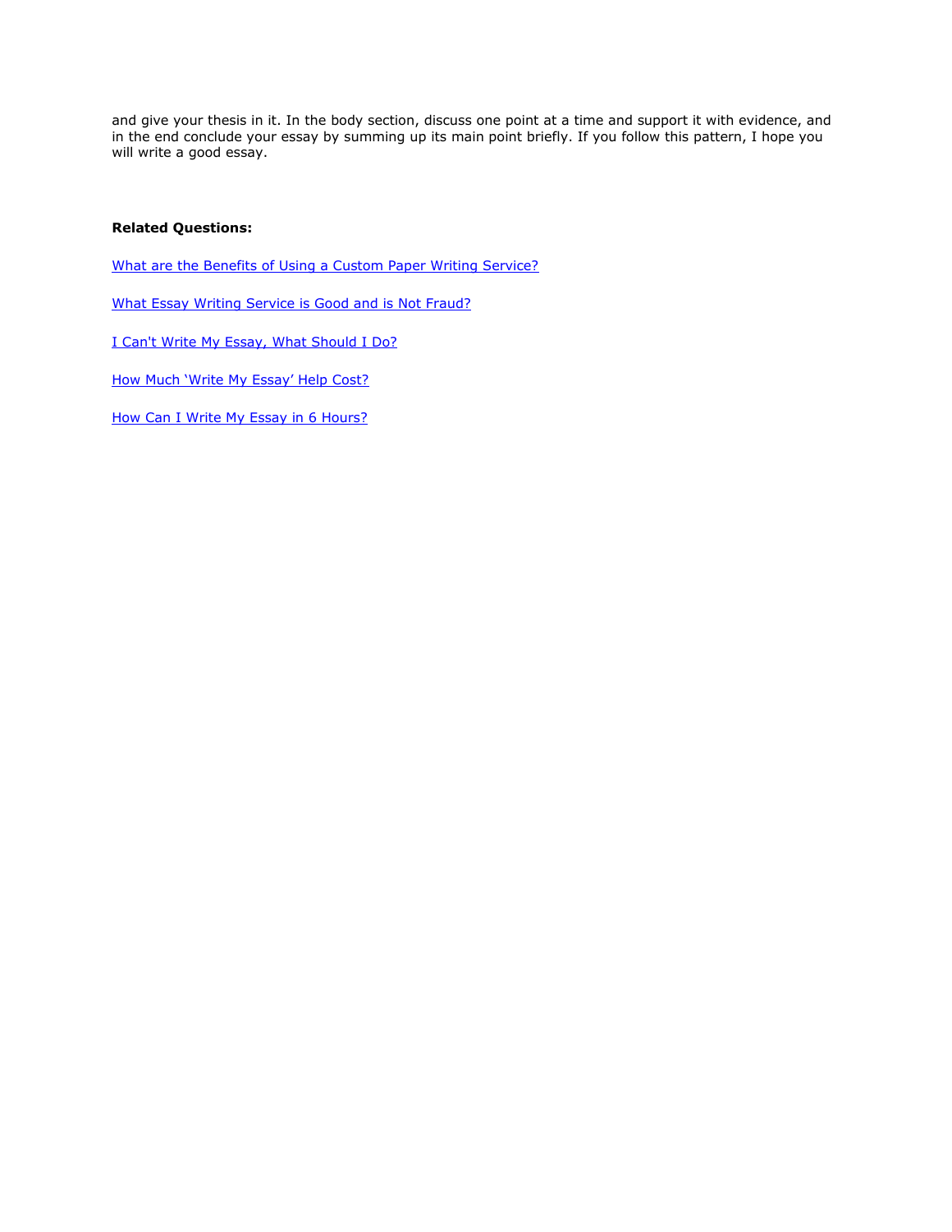and give your thesis in it. In the body section, discuss one point at a time and support it with evidence, and in the end conclude your essay by summing up its main point briefly. If you follow this pattern, I hope you will write a good essay.

**Related Questions:**

What are the Benefits of Using a Custom Paper Writing Service?

What Essay Writing Service is Good and is Not Fraud?

I Can't Write My Essay, What Should I Do?

How Much ‘Write My Essay’ Help Cost?

How Can I Write My Essay in 6 Hours?